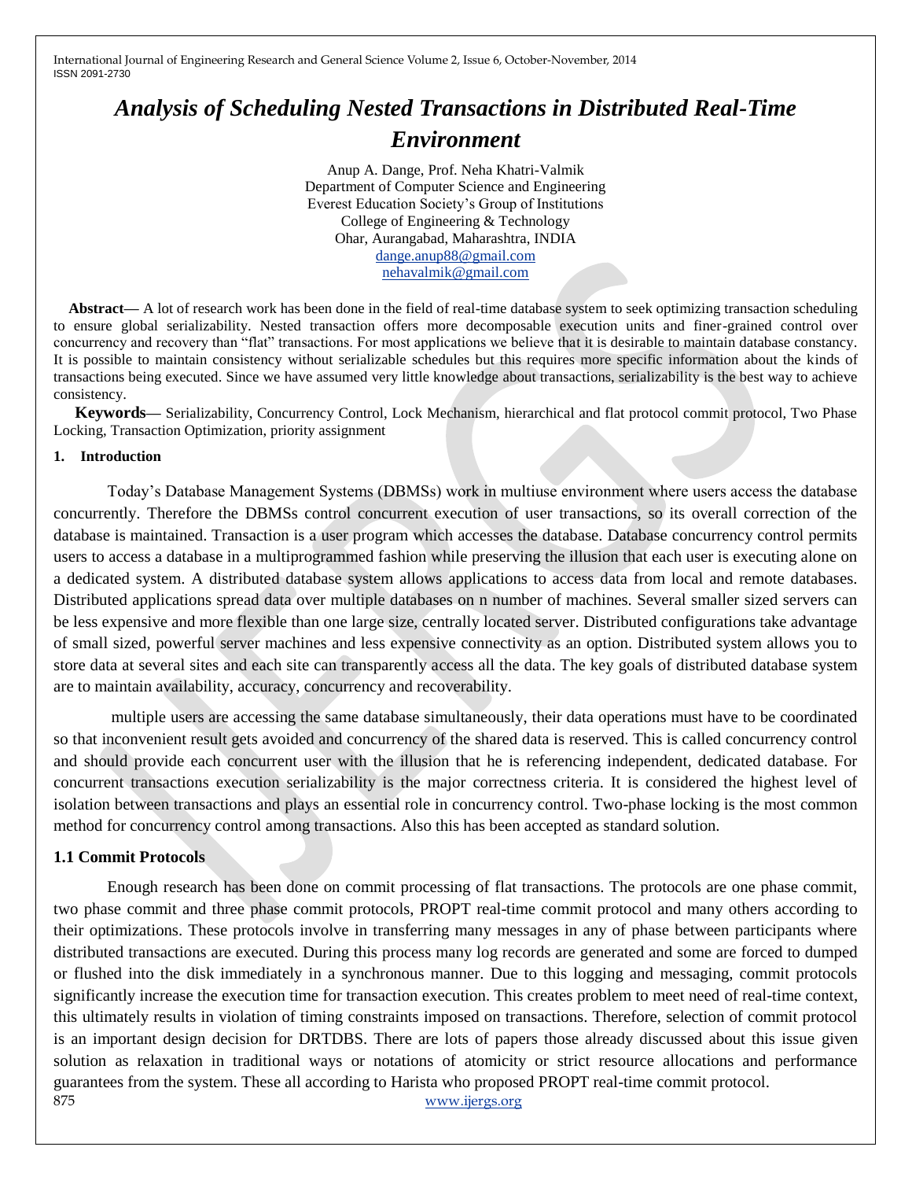# *Analysis of Scheduling Nested Transactions in Distributed Real-Time Environment*

Anup A. Dange, Prof. Neha Khatri-Valmik
Department of Computer Science and Engineering
Everest Education Society's Group of Institutions
College of Engineering & Technology
Ohar, Aurangabad, Maharashtra, INDIA
dange.anup88@gmail.com
nehavalmik@gmail.com

**Abstract—** A lot of research work has been done in the field of real-time database system to seek optimizing transaction scheduling to ensure global serializability. Nested transaction offers more decomposable execution units and finer-grained control over concurrency and recovery than "flat" transactions. For most applications we believe that it is desirable to maintain database constancy. It is possible to maintain consistency without serializable schedules but this requires more specific information about the kinds of transactions being executed. Since we have assumed very little knowledge about transactions, serializability is the best way to achieve consistency.

**Keywords—** Serializability, Concurrency Control, Lock Mechanism, hierarchical and flat protocol commit protocol, Two Phase Locking, Transaction Optimization, priority assignment

## 1. Introduction

Today's Database Management Systems (DBMSs) work in multiuse environment where users access the database concurrently. Therefore the DBMSs control concurrent execution of user transactions, so its overall correction of the database is maintained. Transaction is a user program which accesses the database. Database concurrency control permits users to access a database in a multiprogrammed fashion while preserving the illusion that each user is executing alone on a dedicated system. A distributed database system allows applications to access data from local and remote databases. Distributed applications spread data over multiple databases on n number of machines. Several smaller sized servers can be less expensive and more flexible than one large size, centrally located server. Distributed configurations take advantage of small sized, powerful server machines and less expensive connectivity as an option. Distributed system allows you to store data at several sites and each site can transparently access all the data. The key goals of distributed database system are to maintain availability, accuracy, concurrency and recoverability.

multiple users are accessing the same database simultaneously, their data operations must have to be coordinated so that inconvenient result gets avoided and concurrency of the shared data is reserved. This is called concurrency control and should provide each concurrent user with the illusion that he is referencing independent, dedicated database. For concurrent transactions execution serializability is the major correctness criteria. It is considered the highest level of isolation between transactions and plays an essential role in concurrency control. Two-phase locking is the most common method for concurrency control among transactions. Also this has been accepted as standard solution.

### 1.1 Commit Protocols

Enough research has been done on commit processing of flat transactions. The protocols are one phase commit, two phase commit and three phase commit protocols, PROPT real-time commit protocol and many others according to their optimizations. These protocols involve in transferring many messages in any of phase between participants where distributed transactions are executed. During this process many log records are generated and some are forced to dumped or flushed into the disk immediately in a synchronous manner. Due to this logging and messaging, commit protocols significantly increase the execution time for transaction execution. This creates problem to meet need of real-time context, this ultimately results in violation of timing constraints imposed on transactions. Therefore, selection of commit protocol is an important design decision for DRTDBS. There are lots of papers those already discussed about this issue given solution as relaxation in traditional ways or notations of atomicity or strict resource allocations and performance guarantees from the system. These all according to Harista who proposed PROPT real-time commit protocol.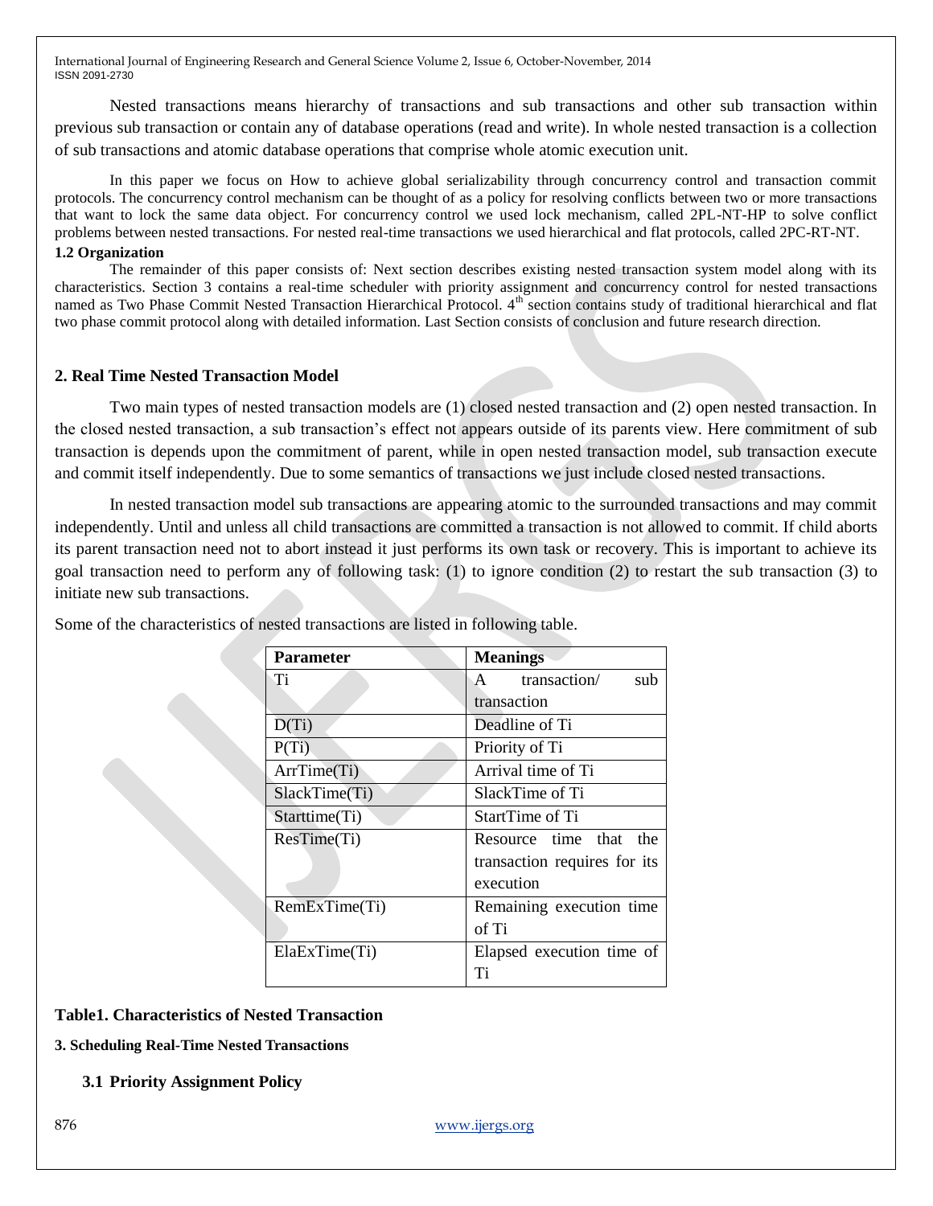Nested transactions means hierarchy of transactions and sub transactions and other sub transaction within previous sub transaction or contain any of database operations (read and write). In whole nested transaction is a collection of sub transactions and atomic database operations that comprise whole atomic execution unit.

In this paper we focus on How to achieve global serializability through concurrency control and transaction commit protocols. The concurrency control mechanism can be thought of as a policy for resolving conflicts between two or more transactions that want to lock the same data object. For concurrency control we used lock mechanism, called 2PL-NT-HP to solve conflict problems between nested transactions. For nested real-time transactions we used hierarchical and flat protocols, called 2PC-RT-NT.

### 1.2 Organization

The remainder of this paper consists of: Next section describes existing nested transaction system model along with its characteristics. Section 3 contains a real-time scheduler with priority assignment and concurrency control for nested transactions named as Two Phase Commit Nested Transaction Hierarchical Protocol. 4th section contains study of traditional hierarchical and flat two phase commit protocol along with detailed information. Last Section consists of conclusion and future research direction.

## 2. Real Time Nested Transaction Model

Two main types of nested transaction models are (1) closed nested transaction and (2) open nested transaction. In the closed nested transaction, a sub transaction's effect not appears outside of its parents view. Here commitment of sub transaction is depends upon the commitment of parent, while in open nested transaction model, sub transaction execute and commit itself independently. Due to some semantics of transactions we just include closed nested transactions.

In nested transaction model sub transactions are appearing atomic to the surrounded transactions and may commit independently. Until and unless all child transactions are committed a transaction is not allowed to commit. If child aborts its parent transaction need not to abort instead it just performs its own task or recovery. This is important to achieve its goal transaction need to perform any of following task: (1) to ignore condition (2) to restart the sub transaction (3) to initiate new sub transactions.

Some of the characteristics of nested transactions are listed in following table.

| Parameter | Meanings |
|---|---|
| Ti | A transaction/ sub transaction |
| D(Ti) | Deadline of Ti |
| P(Ti) | Priority of Ti |
| ArrTime(Ti) | Arrival time of Ti |
| SlackTime(Ti) | SlackTime of Ti |
| Starttime(Ti) | StartTime of Ti |
| ResTime(Ti) | Resource time that the transaction requires for its execution |
| RemExTime(Ti) | Remaining execution time of Ti |
| ElaExTime(Ti) | Elapsed execution time of Ti |

**Table1. Characteristics of Nested Transaction**

## 3. Scheduling Real-Time Nested Transactions

### 3.1 Priority Assignment Policy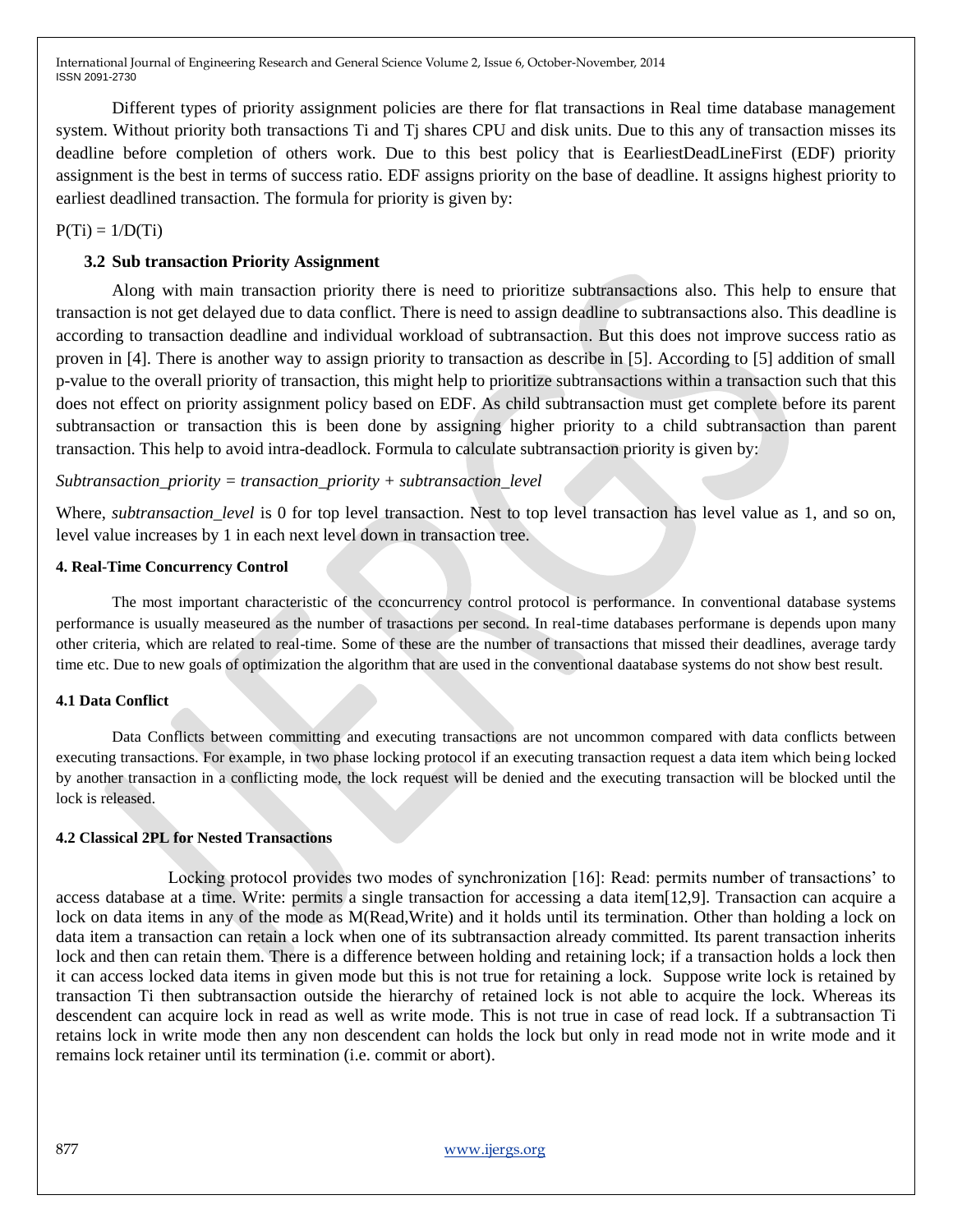Different types of priority assignment policies are there for flat transactions in Real time database management system. Without priority both transactions Ti and Tj shares CPU and disk units. Due to this any of transaction misses its deadline before completion of others work. Due to this best policy that is EearliestDeadLineFirst (EDF) priority assignment is the best in terms of success ratio. EDF assigns priority on the base of deadline. It assigns highest priority to earliest deadlined transaction. The formula for priority is given by:

$P(Ti) = 1/D(Ti)$

### 3.2 Sub transaction Priority Assignment

Along with main transaction priority there is need to prioritize subtransactions also. This help to ensure that transaction is not get delayed due to data conflict. There is need to assign deadline to subtransactions also. This deadline is according to transaction deadline and individual workload of subtransaction. But this does not improve success ratio as proven in [4]. There is another way to assign priority to transaction as describe in [5]. According to [5] addition of small p-value to the overall priority of transaction, this might help to prioritize subtransactions within a transaction such that this does not effect on priority assignment policy based on EDF. As child subtransaction must get complete before its parent subtransaction or transaction this is been done by assigning higher priority to a child subtransaction than parent transaction. This help to avoid intra-deadlock. Formula to calculate subtransaction priority is given by:

*Subtransaction_priority = transaction_priority + subtransaction_level*

Where, *subtransaction_level* is 0 for top level transaction. Nest to top level transaction has level value as 1, and so on, level value increases by 1 in each next level down in transaction tree.

## 4. Real-Time Concurrency Control

The most important characteristic of the cconcurrency control protocol is performance. In conventional database systems performance is usually measeured as the number of trasactions per second. In real-time databases performane is depends upon many other criteria, which are related to real-time. Some of these are the number of transactions that missed their deadlines, average tardy time etc. Due to new goals of optimization the algorithm that are used in the conventional daatabase systems do not show best result.

### 4.1 Data Conflict

Data Conflicts between committing and executing transactions are not uncommon compared with data conflicts between executing transactions. For example, in two phase locking protocol if an executing transaction request a data item which being locked by another transaction in a conflicting mode, the lock request will be denied and the executing transaction will be blocked until the lock is released.

### 4.2 Classical 2PL for Nested Transactions

Locking protocol provides two modes of synchronization [16]: Read: permits number of transactions' to access database at a time. Write: permits a single transaction for accessing a data item[12,9]. Transaction can acquire a lock on data items in any of the mode as M(Read,Write) and it holds until its termination. Other than holding a lock on data item a transaction can retain a lock when one of its subtransaction already committed. Its parent transaction inherits lock and then can retain them. There is a difference between holding and retaining lock; if a transaction holds a lock then it can access locked data items in given mode but this is not true for retaining a lock. Suppose write lock is retained by transaction Ti then subtransaction outside the hierarchy of retained lock is not able to acquire the lock. Whereas its descendent can acquire lock in read as well as write mode. This is not true in case of read lock. If a subtransaction Ti retains lock in write mode then any non descendent can holds the lock but only in read mode not in write mode and it remains lock retainer until its termination (i.e. commit or abort).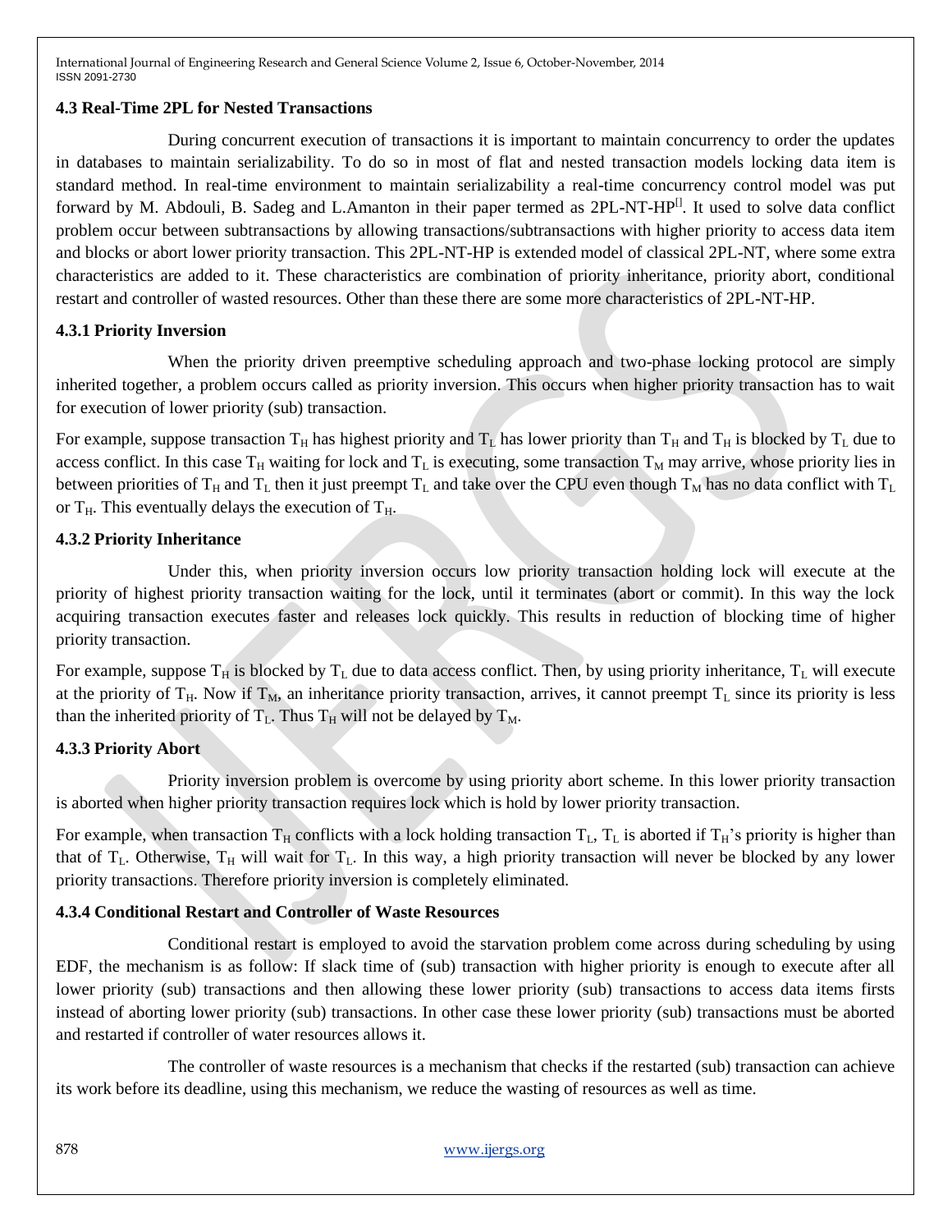### 4.3 Real-Time 2PL for Nested Transactions

During concurrent execution of transactions it is important to maintain concurrency to order the updates in databases to maintain serializability. To do so in most of flat and nested transaction models locking data item is standard method. In real-time environment to maintain serializability a real-time concurrency control model was put forward by M. Abdouli, B. Sadeg and L.Amanton in their paper termed as 2PL-NT-HP[]. It used to solve data conflict problem occur between subtransactions by allowing transactions/subtransactions with higher priority to access data item and blocks or abort lower priority transaction. This 2PL-NT-HP is extended model of classical 2PL-NT, where some extra characteristics are added to it. These characteristics are combination of priority inheritance, priority abort, conditional restart and controller of wasted resources. Other than these there are some more characteristics of 2PL-NT-HP.

#### 4.3.1 Priority Inversion

When the priority driven preemptive scheduling approach and two-phase locking protocol are simply inherited together, a problem occurs called as priority inversion. This occurs when higher priority transaction has to wait for execution of lower priority (sub) transaction.

For example, suppose transaction $T_H$ has highest priority and $T_L$ has lower priority than $T_H$ and $T_H$ is blocked by $T_L$ due to access conflict. In this case $T_H$ waiting for lock and $T_L$ is executing, some transaction $T_M$ may arrive, whose priority lies in between priorities of $T_H$ and $T_L$ then it just preempt $T_L$ and take over the CPU even though $T_M$ has no data conflict with $T_L$ or $T_H$. This eventually delays the execution of $T_H$.

#### 4.3.2 Priority Inheritance

Under this, when priority inversion occurs low priority transaction holding lock will execute at the priority of highest priority transaction waiting for the lock, until it terminates (abort or commit). In this way the lock acquiring transaction executes faster and releases lock quickly. This results in reduction of blocking time of higher priority transaction.

For example, suppose $T_H$ is blocked by $T_L$ due to data access conflict. Then, by using priority inheritance, $T_L$ will execute at the priority of $T_H$. Now if $T_M$, an inheritance priority transaction, arrives, it cannot preempt $T_L$ since its priority is less than the inherited priority of $T_L$. Thus $T_H$ will not be delayed by $T_M$.

#### 4.3.3 Priority Abort

Priority inversion problem is overcome by using priority abort scheme. In this lower priority transaction is aborted when higher priority transaction requires lock which is hold by lower priority transaction.

For example, when transaction $T_H$ conflicts with a lock holding transaction $T_L$, $T_L$ is aborted if $T_H$'s priority is higher than that of $T_L$. Otherwise, $T_H$ will wait for $T_L$. In this way, a high priority transaction will never be blocked by any lower priority transactions. Therefore priority inversion is completely eliminated.

#### 4.3.4 Conditional Restart and Controller of Waste Resources

Conditional restart is employed to avoid the starvation problem come across during scheduling by using EDF, the mechanism is as follow: If slack time of (sub) transaction with higher priority is enough to execute after all lower priority (sub) transactions and then allowing these lower priority (sub) transactions to access data items firsts instead of aborting lower priority (sub) transactions. In other case these lower priority (sub) transactions must be aborted and restarted if controller of water resources allows it.

The controller of waste resources is a mechanism that checks if the restarted (sub) transaction can achieve its work before its deadline, using this mechanism, we reduce the wasting of resources as well as time.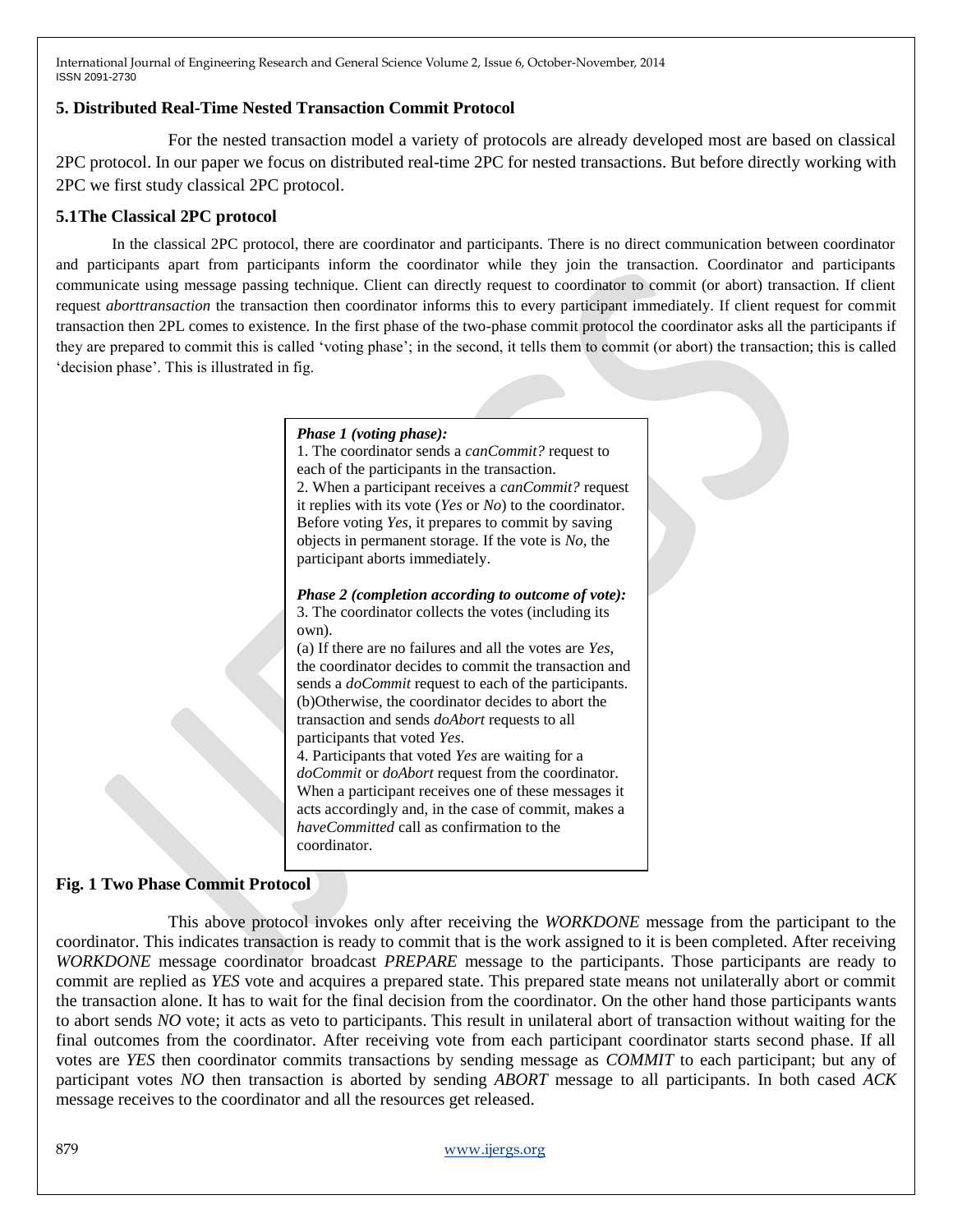## 5. Distributed Real-Time Nested Transaction Commit Protocol

For the nested transaction model a variety of protocols are already developed most are based on classical 2PC protocol. In our paper we focus on distributed real-time 2PC for nested transactions. But before directly working with 2PC we first study classical 2PC protocol.

### 5.1The Classical 2PC protocol

In the classical 2PC protocol, there are coordinator and participants. There is no direct communication between coordinator and participants apart from participants inform the coordinator while they join the transaction. Coordinator and participants communicate using message passing technique. Client can directly request to coordinator to commit (or abort) transaction. If client request *aborttransaction* the transaction then coordinator informs this to every participant immediately. If client request for commit transaction then 2PL comes to existence. In the first phase of the two-phase commit protocol the coordinator asks all the participants if they are prepared to commit this is called 'voting phase'; in the second, it tells them to commit (or abort) the transaction; this is called 'decision phase'. This is illustrated in fig.

***Phase 1 (voting phase):***
1. The coordinator sends a *canCommit?* request to each of the participants in the transaction.
2. When a participant receives a *canCommit?* request it replies with its vote (*Yes* or *No*) to the coordinator. Before voting *Yes*, it prepares to commit by saving objects in permanent storage. If the vote is *No*, the participant aborts immediately.

***Phase 2 (completion according to outcome of vote):***
3. The coordinator collects the votes (including its own).
(a) If there are no failures and all the votes are *Yes*, the coordinator decides to commit the transaction and sends a *doCommit* request to each of the participants.
(b)Otherwise, the coordinator decides to abort the transaction and sends *doAbort* requests to all participants that voted *Yes*.
4. Participants that voted *Yes* are waiting for a *doCommit* or *doAbort* request from the coordinator. When a participant receives one of these messages it acts accordingly and, in the case of commit, makes a *haveCommitted* call as confirmation to the coordinator.

**Fig. 1 Two Phase Commit Protocol**

This above protocol invokes only after receiving the *WORKDONE* message from the participant to the coordinator. This indicates transaction is ready to commit that is the work assigned to it is been completed. After receiving *WORKDONE* message coordinator broadcast *PREPARE* message to the participants. Those participants are ready to commit are replied as *YES* vote and acquires a prepared state. This prepared state means not unilaterally abort or commit the transaction alone. It has to wait for the final decision from the coordinator. On the other hand those participants wants to abort sends *NO* vote; it acts as veto to participants. This result in unilateral abort of transaction without waiting for the final outcomes from the coordinator. After receiving vote from each participant coordinator starts second phase. If all votes are *YES* then coordinator commits transactions by sending message as *COMMIT* to each participant; but any of participant votes *NO* then transaction is aborted by sending *ABORT* message to all participants. In both cased *ACK* message receives to the coordinator and all the resources get released.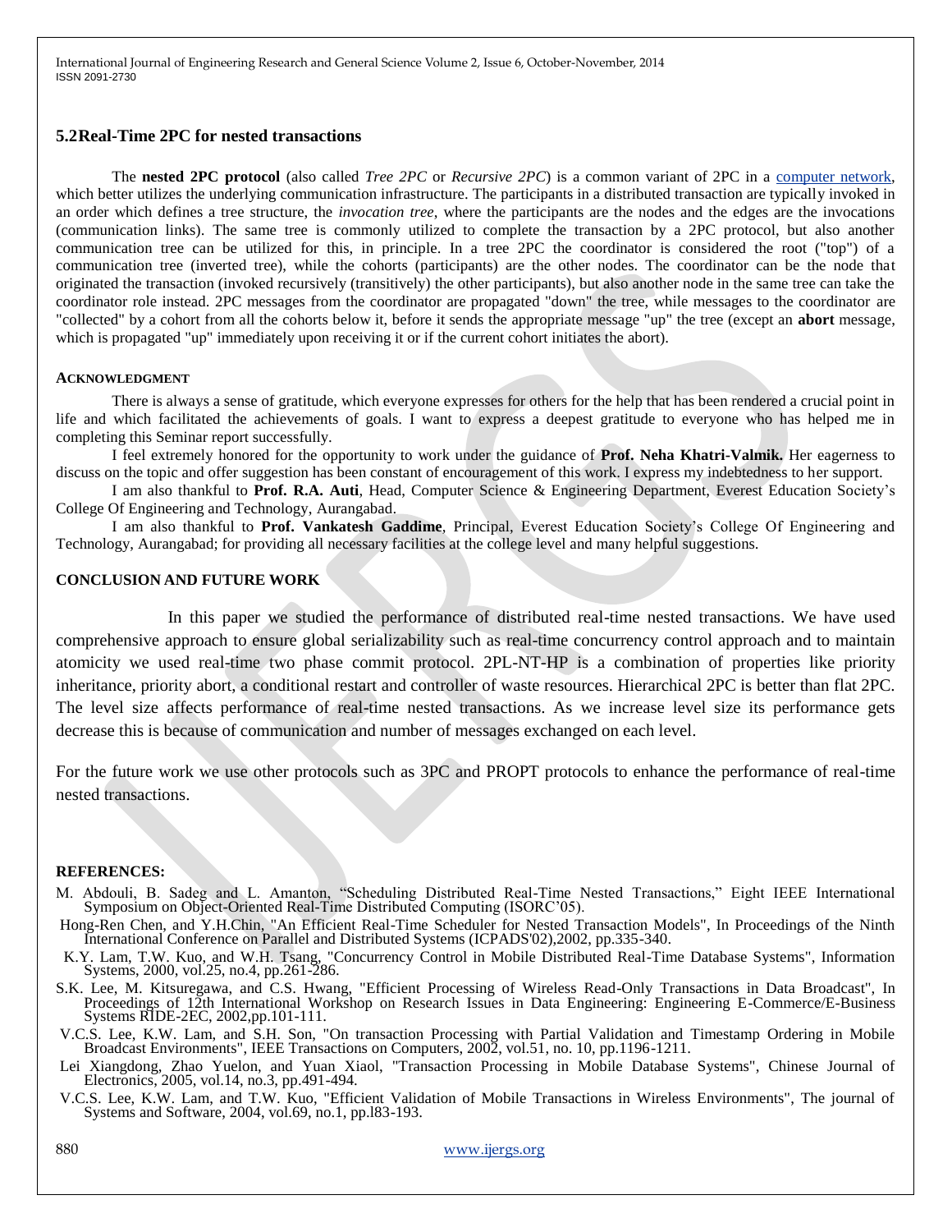### 5.2 Real-Time 2PC for nested transactions

The **nested 2PC protocol** (also called *Tree 2PC* or *Recursive 2PC*) is a common variant of 2PC in a computer network, which better utilizes the underlying communication infrastructure. The participants in a distributed transaction are typically invoked in an order which defines a tree structure, the *invocation tree*, where the participants are the nodes and the edges are the invocations (communication links). The same tree is commonly utilized to complete the transaction by a 2PC protocol, but also another communication tree can be utilized for this, in principle. In a tree 2PC the coordinator is considered the root ("top") of a communication tree (inverted tree), while the cohorts (participants) are the other nodes. The coordinator can be the node that originated the transaction (invoked recursively (transitively) the other participants), but also another node in the same tree can take the coordinator role instead. 2PC messages from the coordinator are propagated "down" the tree, while messages to the coordinator are "collected" by a cohort from all the cohorts below it, before it sends the appropriate message "up" the tree (except an **abort** message, which is propagated "up" immediately upon receiving it or if the current cohort initiates the abort).

#### ACKNOWLEDGMENT

There is always a sense of gratitude, which everyone expresses for others for the help that has been rendered a crucial point in life and which facilitated the achievements of goals. I want to express a deepest gratitude to everyone who has helped me in completing this Seminar report successfully.

I feel extremely honored for the opportunity to work under the guidance of **Prof. Neha Khatri-Valmik.** Her eagerness to discuss on the topic and offer suggestion has been constant of encouragement of this work. I express my indebtedness to her support.

I am also thankful to **Prof. R.A. Auti**, Head, Computer Science & Engineering Department, Everest Education Society's College Of Engineering and Technology, Aurangabad.

I am also thankful to **Prof. Vankatesh Gaddime**, Principal, Everest Education Society's College Of Engineering and Technology, Aurangabad; for providing all necessary facilities at the college level and many helpful suggestions.

#### CONCLUSION AND FUTURE WORK

In this paper we studied the performance of distributed real-time nested transactions. We have used comprehensive approach to ensure global serializability such as real-time concurrency control approach and to maintain atomicity we used real-time two phase commit protocol. 2PL-NT-HP is a combination of properties like priority inheritance, priority abort, a conditional restart and controller of waste resources. Hierarchical 2PC is better than flat 2PC. The level size affects performance of real-time nested transactions. As we increase level size its performance gets decrease this is because of communication and number of messages exchanged on each level.

For the future work we use other protocols such as 3PC and PROPT protocols to enhance the performance of real-time nested transactions.

#### REFERENCES:

M. Abdouli, B. Sadeg and L. Amanton, "Scheduling Distributed Real-Time Nested Transactions," Eight IEEE International Symposium on Object-Oriented Real-Time Distributed Computing (ISORC'05).

Hong-Ren Chen, and Y.H.Chin, "An Efficient Real-Time Scheduler for Nested Transaction Models", In Proceedings of the Ninth International Conference on Parallel and Distributed Systems (ICPADS'02),2002, pp.335-340.

K.Y. Lam, T.W. Kuo, and W.H. Tsang, "Concurrency Control in Mobile Distributed Real-Time Database Systems", Information Systems, 2000, vol.25, no.4, pp.261-286.

S.K. Lee, M. Kitsuregawa, and C.S. Hwang, "Efficient Processing of Wireless Read-Only Transactions in Data Broadcast", In Proceedings of 12th International Workshop on Research Issues in Data Engineering: Engineering E-Commerce/E-Business Systems RIDE-2EC, 2002,pp.101-111.

V.C.S. Lee, K.W. Lam, and S.H. Son, "On transaction Processing with Partial Validation and Timestamp Ordering in Mobile Broadcast Environments", IEEE Transactions on Computers, 2002, vol.51, no. 10, pp.1196-1211.

Lei Xiangdong, Zhao Yuelon, and Yuan Xiaol, "Transaction Processing in Mobile Database Systems", Chinese Journal of Electronics, 2005, vol.14, no.3, pp.491-494.

V.C.S. Lee, K.W. Lam, and T.W. Kuo, "Efficient Validation of Mobile Transactions in Wireless Environments", The journal of Systems and Software, 2004, vol.69, no.1, pp.l83-193.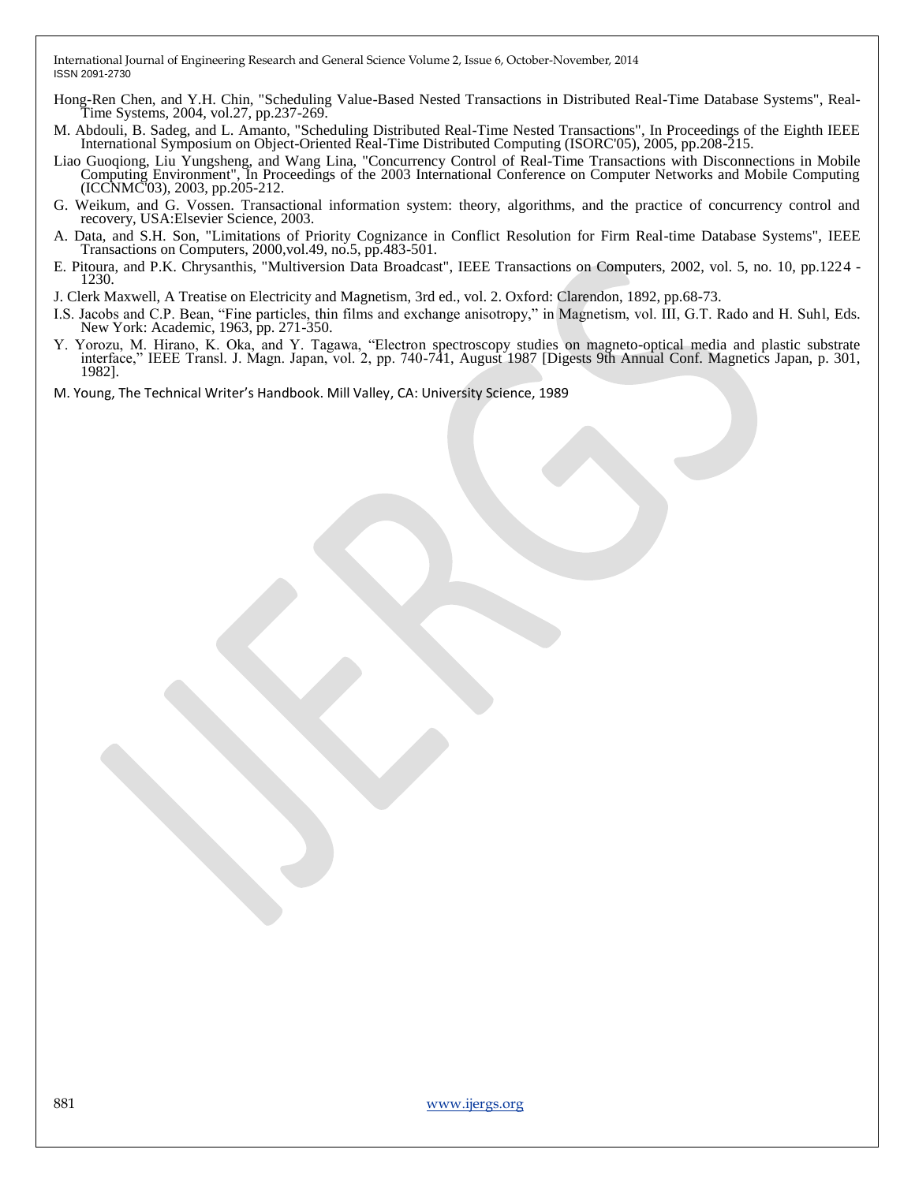Hong-Ren Chen, and Y.H. Chin, "Scheduling Value-Based Nested Transactions in Distributed Real-Time Database Systems", Real-Time Systems, 2004, vol.27, pp.237-269.

M. Abdouli, B. Sadeg, and L. Amanto, "Scheduling Distributed Real-Time Nested Transactions", In Proceedings of the Eighth IEEE International Symposium on Object-Oriented Real-Time Distributed Computing (ISORC'05), 2005, pp.208-215.

Liao Guoqiong, Liu Yungsheng, and Wang Lina, "Concurrency Control of Real-Time Transactions with Disconnections in Mobile Computing Environment", In Proceedings of the 2003 International Conference on Computer Networks and Mobile Computing (ICCNMC'03), 2003, pp.205-212.

G. Weikum, and G. Vossen. Transactional information system: theory, algorithms, and the practice of concurrency control and recovery, USA:Elsevier Science, 2003.

A. Data, and S.H. Son, "Limitations of Priority Cognizance in Conflict Resolution for Firm Real-time Database Systems", IEEE Transactions on Computers, 2000,vol.49, no.5, pp.483-501.

E. Pitoura, and P.K. Chrysanthis, "Multiversion Data Broadcast", IEEE Transactions on Computers, 2002, vol. 5, no. 10, pp.1224 - 1230.

J. Clerk Maxwell, A Treatise on Electricity and Magnetism, 3rd ed., vol. 2. Oxford: Clarendon, 1892, pp.68-73.

I.S. Jacobs and C.P. Bean, "Fine particles, thin films and exchange anisotropy," in Magnetism, vol. III, G.T. Rado and H. Suhl, Eds. New York: Academic, 1963, pp. 271-350.

Y. Yorozu, M. Hirano, K. Oka, and Y. Tagawa, "Electron spectroscopy studies on magneto-optical media and plastic substrate interface," IEEE Transl. J. Magn. Japan, vol. 2, pp. 740-741, August 1987 [Digests 9th Annual Conf. Magnetics Japan, p. 301, 1982].

M. Young, The Technical Writer's Handbook. Mill Valley, CA: University Science, 1989